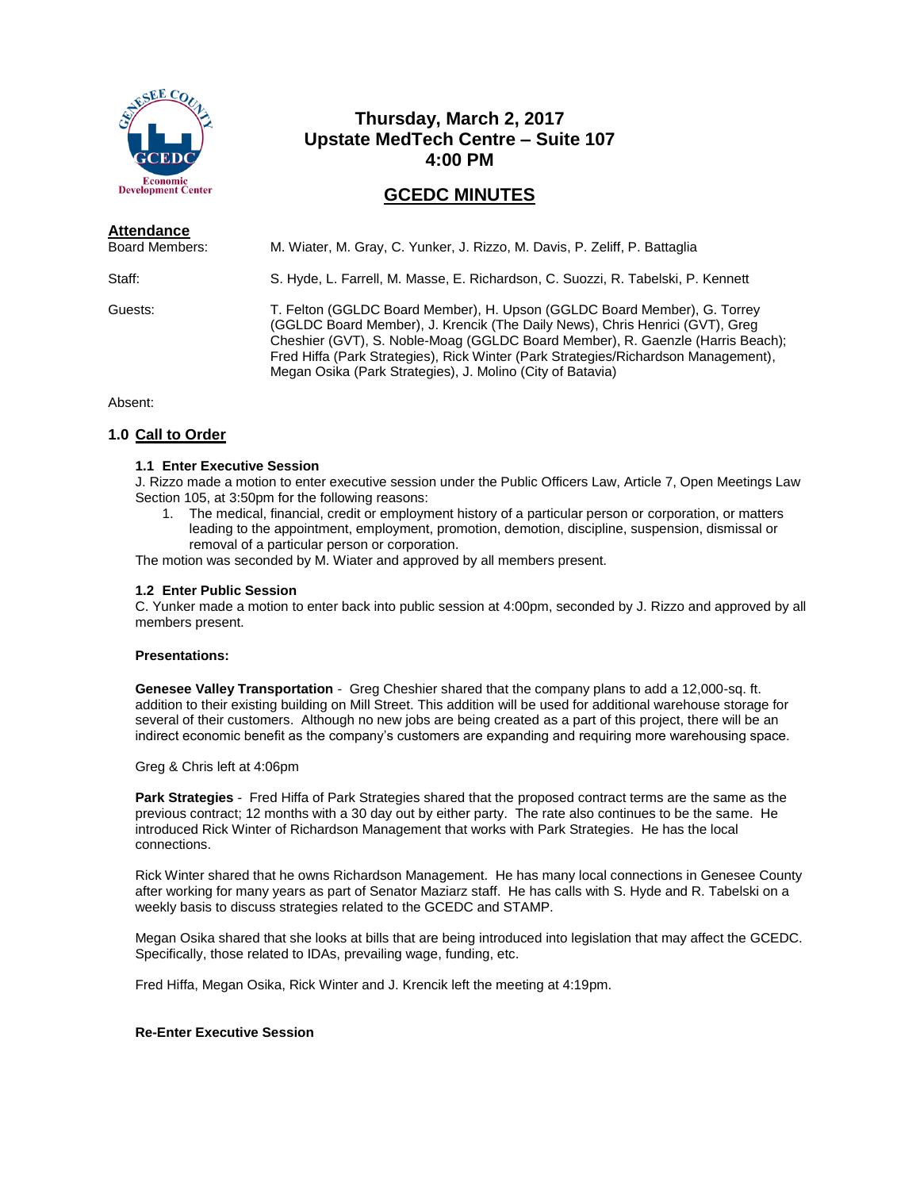# Thursday, March 2, 2017
# Upstate MedTech Centre – Suite 107
# 4:00 PM

## GCEDC MINUTES

**Attendance**

| | |
|---|---|
| Board Members: | M. Wiater, M. Gray, C. Yunker, J. Rizzo, M. Davis, P. Zeliff, P. Battaglia |
| Staff: | S. Hyde, L. Farrell, M. Masse, E. Richardson, C. Suozzi, R. Tabelski, P. Kennett |
| Guests: | T. Felton (GGLDC Board Member), H. Upson (GGLDC Board Member), G. Torrey (GGLDC Board Member), J. Krencik (The Daily News), Chris Henrici (GVT), Greg Cheshier (GVT), S. Noble-Moag (GGLDC Board Member), R. Gaenzle (Harris Beach); Fred Hiffa (Park Strategies), Rick Winter (Park Strategies/Richardson Management), Megan Osika (Park Strategies), J. Molino (City of Batavia) |

Absent:

## 1.0 Call to Order

### 1.1 Enter Executive Session

J. Rizzo made a motion to enter executive session under the Public Officers Law, Article 7, Open Meetings Law Section 105, at 3:50pm for the following reasons:

1. The medical, financial, credit or employment history of a particular person or corporation, or matters leading to the appointment, employment, promotion, demotion, discipline, suspension, dismissal or removal of a particular person or corporation.

The motion was seconded by M. Wiater and approved by all members present.

### 1.2 Enter Public Session

C. Yunker made a motion to enter back into public session at 4:00pm, seconded by J. Rizzo and approved by all members present.

**Presentations:**

**Genesee Valley Transportation** - Greg Cheshier shared that the company plans to add a 12,000-sq. ft. addition to their existing building on Mill Street. This addition will be used for additional warehouse storage for several of their customers. Although no new jobs are being created as a part of this project, there will be an indirect economic benefit as the company's customers are expanding and requiring more warehousing space.

Greg & Chris left at 4:06pm

**Park Strategies** - Fred Hiffa of Park Strategies shared that the proposed contract terms are the same as the previous contract; 12 months with a 30 day out by either party. The rate also continues to be the same. He introduced Rick Winter of Richardson Management that works with Park Strategies. He has the local connections.

Rick Winter shared that he owns Richardson Management. He has many local connections in Genesee County after working for many years as part of Senator Maziarz staff. He has calls with S. Hyde and R. Tabelski on a weekly basis to discuss strategies related to the GCEDC and STAMP.

Megan Osika shared that she looks at bills that are being introduced into legislation that may affect the GCEDC. Specifically, those related to IDAs, prevailing wage, funding, etc.

Fred Hiffa, Megan Osika, Rick Winter and J. Krencik left the meeting at 4:19pm.

**Re-Enter Executive Session**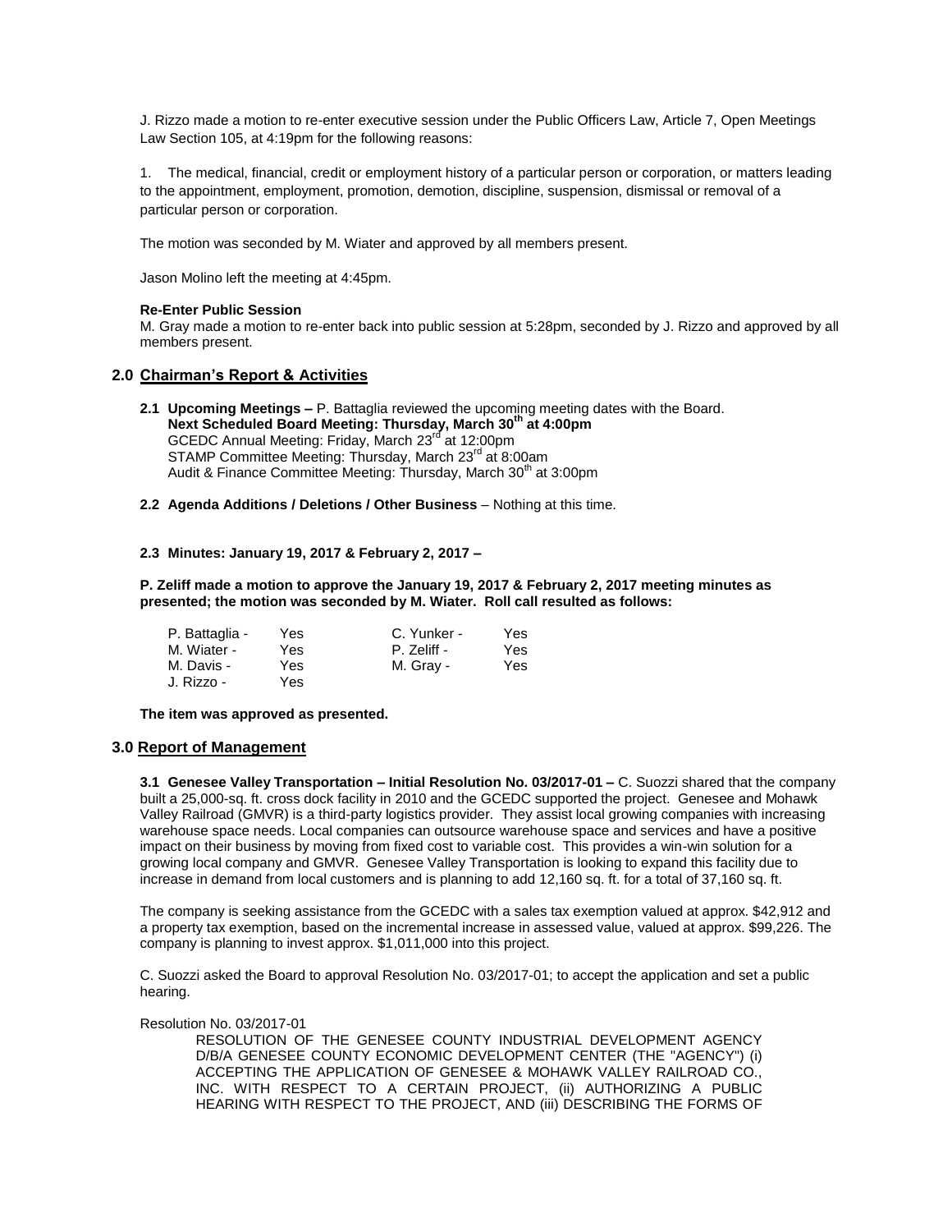J. Rizzo made a motion to re-enter executive session under the Public Officers Law, Article 7, Open Meetings Law Section 105, at 4:19pm for the following reasons:

1. The medical, financial, credit or employment history of a particular person or corporation, or matters leading to the appointment, employment, promotion, demotion, discipline, suspension, dismissal or removal of a particular person or corporation.

The motion was seconded by M. Wiater and approved by all members present.

Jason Molino left the meeting at 4:45pm.

**Re-Enter Public Session**

M. Gray made a motion to re-enter back into public session at 5:28pm, seconded by J. Rizzo and approved by all members present.

## 2.0 Chairman's Report & Activities

**2.1 Upcoming Meetings –** P. Battaglia reviewed the upcoming meeting dates with the Board.
**Next Scheduled Board Meeting: Thursday, March 30th at 4:00pm**
GCEDC Annual Meeting: Friday, March 23rd at 12:00pm
STAMP Committee Meeting: Thursday, March 23rd at 8:00am
Audit & Finance Committee Meeting: Thursday, March 30th at 3:00pm

**2.2 Agenda Additions / Deletions / Other Business** – Nothing at this time.

**2.3 Minutes: January 19, 2017 & February 2, 2017 –**

**P. Zeliff made a motion to approve the January 19, 2017 & February 2, 2017 meeting minutes as presented; the motion was seconded by M. Wiater. Roll call resulted as follows:**

| | | | |
|---|---|---|---|
| P. Battaglia - | Yes | C. Yunker - | Yes |
| M. Wiater - | Yes | P. Zeliff - | Yes |
| M. Davis - | Yes | M. Gray - | Yes |
| J. Rizzo - | Yes | | |

**The item was approved as presented.**

## 3.0 Report of Management

**3.1 Genesee Valley Transportation – Initial Resolution No. 03/2017-01 –** C. Suozzi shared that the company built a 25,000-sq. ft. cross dock facility in 2010 and the GCEDC supported the project. Genesee and Mohawk Valley Railroad (GMVR) is a third-party logistics provider. They assist local growing companies with increasing warehouse space needs. Local companies can outsource warehouse space and services and have a positive impact on their business by moving from fixed cost to variable cost. This provides a win-win solution for a growing local company and GMVR. Genesee Valley Transportation is looking to expand this facility due to increase in demand from local customers and is planning to add 12,160 sq. ft. for a total of 37,160 sq. ft.

The company is seeking assistance from the GCEDC with a sales tax exemption valued at approx. $42,912 and a property tax exemption, based on the incremental increase in assessed value, valued at approx. $99,226. The company is planning to invest approx. $1,011,000 into this project.

C. Suozzi asked the Board to approval Resolution No. 03/2017-01; to accept the application and set a public hearing.

Resolution No. 03/2017-01

RESOLUTION OF THE GENESEE COUNTY INDUSTRIAL DEVELOPMENT AGENCY D/B/A GENESEE COUNTY ECONOMIC DEVELOPMENT CENTER (THE "AGENCY") (i) ACCEPTING THE APPLICATION OF GENESEE & MOHAWK VALLEY RAILROAD CO., INC. WITH RESPECT TO A CERTAIN PROJECT, (ii) AUTHORIZING A PUBLIC HEARING WITH RESPECT TO THE PROJECT, AND (iii) DESCRIBING THE FORMS OF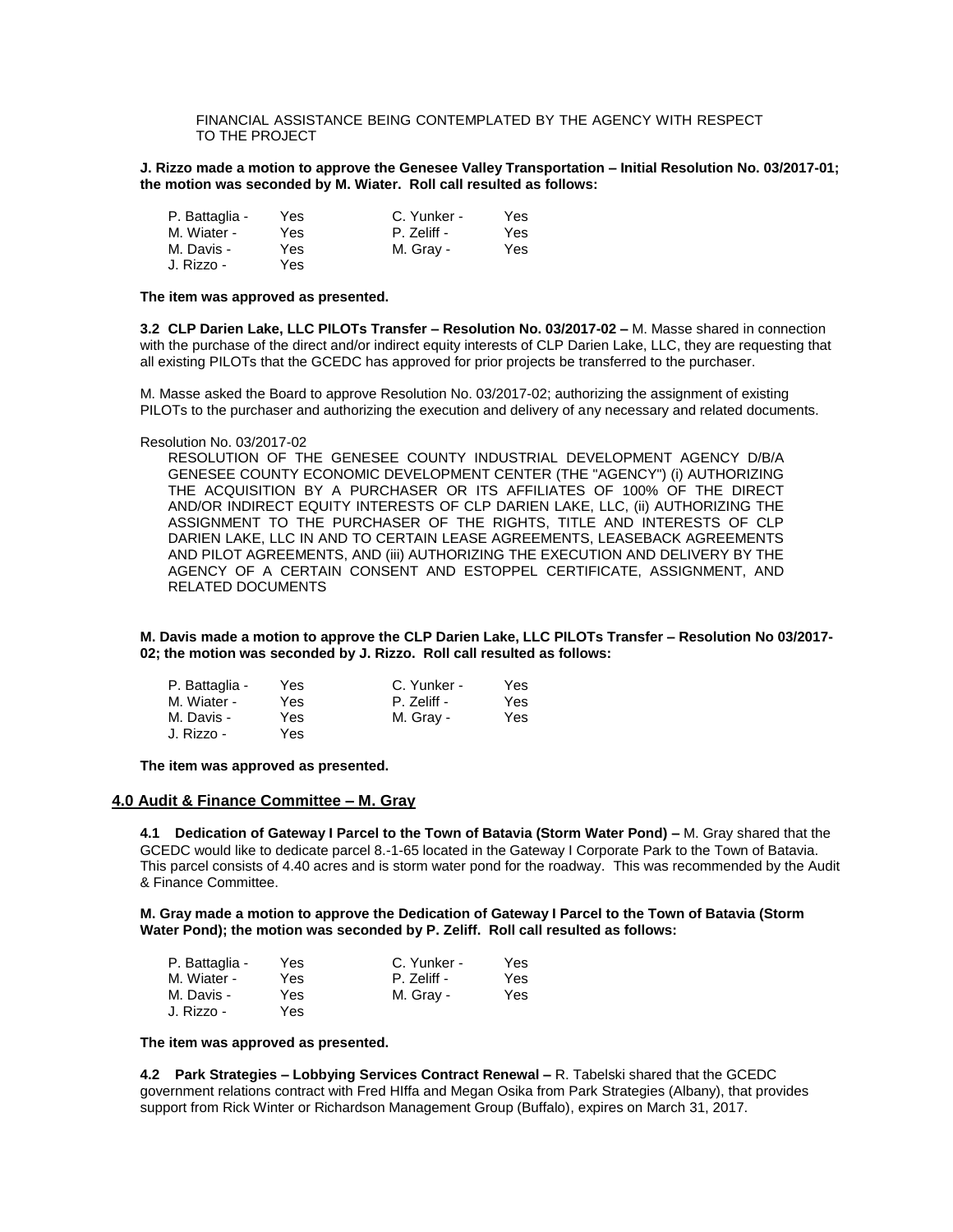FINANCIAL ASSISTANCE BEING CONTEMPLATED BY THE AGENCY WITH RESPECT TO THE PROJECT

**J. Rizzo made a motion to approve the Genesee Valley Transportation – Initial Resolution No. 03/2017-01; the motion was seconded by M. Wiater. Roll call resulted as follows:**

| | | | |
|---|---|---|---|
| P. Battaglia - | Yes | C. Yunker - | Yes |
| M. Wiater - | Yes | P. Zeliff - | Yes |
| M. Davis - | Yes | M. Gray - | Yes |
| J. Rizzo - | Yes | | |

**The item was approved as presented.**

**3.2 CLP Darien Lake, LLC PILOTs Transfer – Resolution No. 03/2017-02 –** M. Masse shared in connection with the purchase of the direct and/or indirect equity interests of CLP Darien Lake, LLC, they are requesting that all existing PILOTs that the GCEDC has approved for prior projects be transferred to the purchaser.

M. Masse asked the Board to approve Resolution No. 03/2017-02; authorizing the assignment of existing PILOTs to the purchaser and authorizing the execution and delivery of any necessary and related documents.

Resolution No. 03/2017-02

RESOLUTION OF THE GENESEE COUNTY INDUSTRIAL DEVELOPMENT AGENCY D/B/A GENESEE COUNTY ECONOMIC DEVELOPMENT CENTER (THE "AGENCY") (i) AUTHORIZING THE ACQUISITION BY A PURCHASER OR ITS AFFILIATES OF 100% OF THE DIRECT AND/OR INDIRECT EQUITY INTERESTS OF CLP DARIEN LAKE, LLC, (ii) AUTHORIZING THE ASSIGNMENT TO THE PURCHASER OF THE RIGHTS, TITLE AND INTERESTS OF CLP DARIEN LAKE, LLC IN AND TO CERTAIN LEASE AGREEMENTS, LEASEBACK AGREEMENTS AND PILOT AGREEMENTS, AND (iii) AUTHORIZING THE EXECUTION AND DELIVERY BY THE AGENCY OF A CERTAIN CONSENT AND ESTOPPEL CERTIFICATE, ASSIGNMENT, AND RELATED DOCUMENTS

**M. Davis made a motion to approve the CLP Darien Lake, LLC PILOTs Transfer – Resolution No 03/2017-02; the motion was seconded by J. Rizzo. Roll call resulted as follows:**

| | | | |
|---|---|---|---|
| P. Battaglia - | Yes | C. Yunker - | Yes |
| M. Wiater - | Yes | P. Zeliff - | Yes |
| M. Davis - | Yes | M. Gray - | Yes |
| J. Rizzo - | Yes | | |

**The item was approved as presented.**

## 4.0 Audit & Finance Committee – M. Gray

**4.1 Dedication of Gateway I Parcel to the Town of Batavia (Storm Water Pond) –** M. Gray shared that the GCEDC would like to dedicate parcel 8.-1-65 located in the Gateway I Corporate Park to the Town of Batavia. This parcel consists of 4.40 acres and is storm water pond for the roadway. This was recommended by the Audit & Finance Committee.

**M. Gray made a motion to approve the Dedication of Gateway I Parcel to the Town of Batavia (Storm Water Pond); the motion was seconded by P. Zeliff. Roll call resulted as follows:**

| | | | |
|---|---|---|---|
| P. Battaglia - | Yes | C. Yunker - | Yes |
| M. Wiater - | Yes | P. Zeliff - | Yes |
| M. Davis - | Yes | M. Gray - | Yes |
| J. Rizzo - | Yes | | |

**The item was approved as presented.**

**4.2 Park Strategies – Lobbying Services Contract Renewal –** R. Tabelski shared that the GCEDC government relations contract with Fred HIffa and Megan Osika from Park Strategies (Albany), that provides support from Rick Winter or Richardson Management Group (Buffalo), expires on March 31, 2017.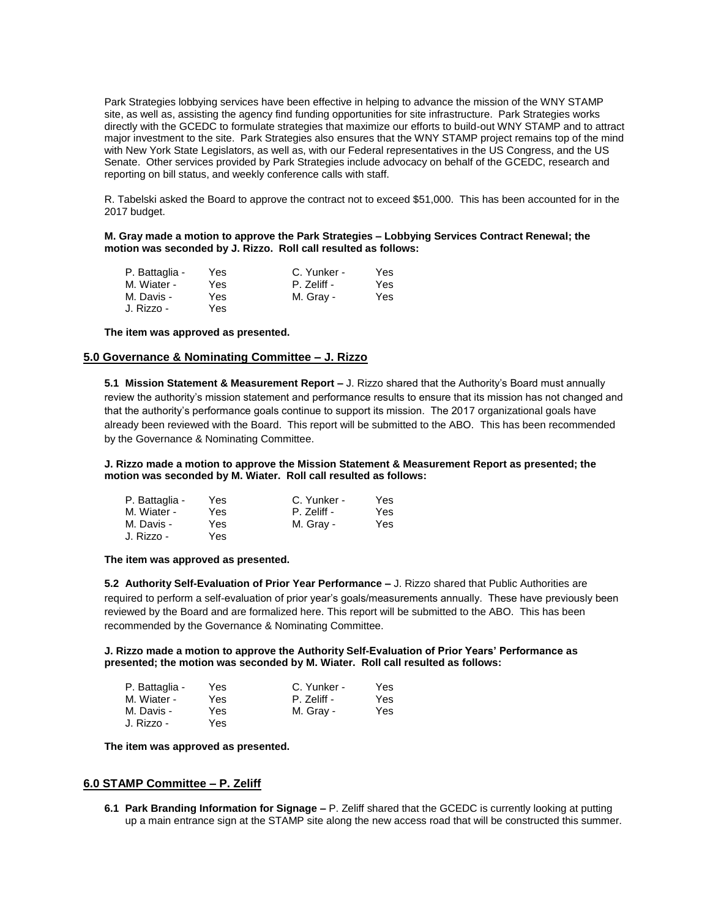Park Strategies lobbying services have been effective in helping to advance the mission of the WNY STAMP site, as well as, assisting the agency find funding opportunities for site infrastructure. Park Strategies works directly with the GCEDC to formulate strategies that maximize our efforts to build-out WNY STAMP and to attract major investment to the site. Park Strategies also ensures that the WNY STAMP project remains top of the mind with New York State Legislators, as well as, with our Federal representatives in the US Congress, and the US Senate. Other services provided by Park Strategies include advocacy on behalf of the GCEDC, research and reporting on bill status, and weekly conference calls with staff.

R. Tabelski asked the Board to approve the contract not to exceed $51,000. This has been accounted for in the 2017 budget.

**M. Gray made a motion to approve the Park Strategies – Lobbying Services Contract Renewal; the motion was seconded by J. Rizzo. Roll call resulted as follows:**

| | | | |
|---|---|---|---|
| P. Battaglia - | Yes | C. Yunker - | Yes |
| M. Wiater - | Yes | P. Zeliff - | Yes |
| M. Davis - | Yes | M. Gray - | Yes |
| J. Rizzo - | Yes | | |

**The item was approved as presented.**

## 5.0 Governance & Nominating Committee – J. Rizzo

**5.1 Mission Statement & Measurement Report –** J. Rizzo shared that the Authority's Board must annually review the authority's mission statement and performance results to ensure that its mission has not changed and that the authority's performance goals continue to support its mission. The 2017 organizational goals have already been reviewed with the Board. This report will be submitted to the ABO. This has been recommended by the Governance & Nominating Committee.

**J. Rizzo made a motion to approve the Mission Statement & Measurement Report as presented; the motion was seconded by M. Wiater. Roll call resulted as follows:**

| | | | |
|---|---|---|---|
| P. Battaglia - | Yes | C. Yunker - | Yes |
| M. Wiater - | Yes | P. Zeliff - | Yes |
| M. Davis - | Yes | M. Gray - | Yes |
| J. Rizzo - | Yes | | |

**The item was approved as presented.**

**5.2 Authority Self-Evaluation of Prior Year Performance –** J. Rizzo shared that Public Authorities are required to perform a self-evaluation of prior year's goals/measurements annually. These have previously been reviewed by the Board and are formalized here. This report will be submitted to the ABO. This has been recommended by the Governance & Nominating Committee.

**J. Rizzo made a motion to approve the Authority Self-Evaluation of Prior Years' Performance as presented; the motion was seconded by M. Wiater. Roll call resulted as follows:**

| | | | |
|---|---|---|---|
| P. Battaglia - | Yes | C. Yunker - | Yes |
| M. Wiater - | Yes | P. Zeliff - | Yes |
| M. Davis - | Yes | M. Gray - | Yes |
| J. Rizzo - | Yes | | |

**The item was approved as presented.**

## 6.0 STAMP Committee – P. Zeliff

**6.1 Park Branding Information for Signage –** P. Zeliff shared that the GCEDC is currently looking at putting up a main entrance sign at the STAMP site along the new access road that will be constructed this summer.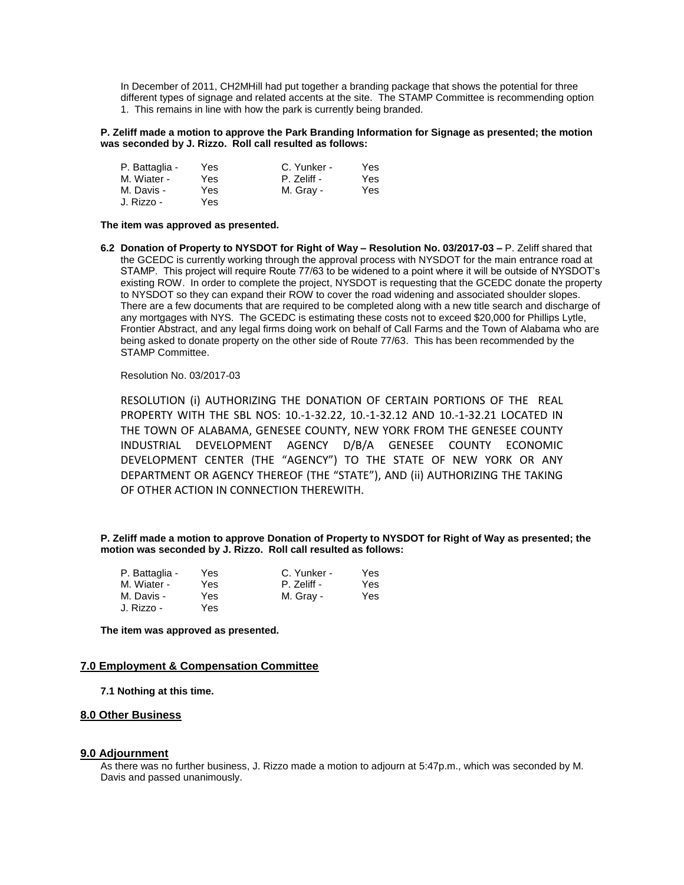In December of 2011, CH2MHill had put together a branding package that shows the potential for three different types of signage and related accents at the site. The STAMP Committee is recommending option 1. This remains in line with how the park is currently being branded.

**P. Zeliff made a motion to approve the Park Branding Information for Signage as presented; the motion was seconded by J. Rizzo. Roll call resulted as follows:**

| | | | |
|---|---|---|---|
| P. Battaglia - | Yes | C. Yunker - | Yes |
| M. Wiater - | Yes | P. Zeliff - | Yes |
| M. Davis - | Yes | M. Gray - | Yes |
| J. Rizzo - | Yes | | |

**The item was approved as presented.**

**6.2 Donation of Property to NYSDOT for Right of Way – Resolution No. 03/2017-03 –** P. Zeliff shared that the GCEDC is currently working through the approval process with NYSDOT for the main entrance road at STAMP. This project will require Route 77/63 to be widened to a point where it will be outside of NYSDOT's existing ROW. In order to complete the project, NYSDOT is requesting that the GCEDC donate the property to NYSDOT so they can expand their ROW to cover the road widening and associated shoulder slopes. There are a few documents that are required to be completed along with a new title search and discharge of any mortgages with NYS. The GCEDC is estimating these costs not to exceed $20,000 for Phillips Lytle, Frontier Abstract, and any legal firms doing work on behalf of Call Farms and the Town of Alabama who are being asked to donate property on the other side of Route 77/63. This has been recommended by the STAMP Committee.

Resolution No. 03/2017-03

RESOLUTION (i) AUTHORIZING THE DONATION OF CERTAIN PORTIONS OF THE REAL PROPERTY WITH THE SBL NOS: 10.-1-32.22, 10.-1-32.12 AND 10.-1-32.21 LOCATED IN THE TOWN OF ALABAMA, GENESEE COUNTY, NEW YORK FROM THE GENESEE COUNTY INDUSTRIAL DEVELOPMENT AGENCY D/B/A GENESEE COUNTY ECONOMIC DEVELOPMENT CENTER (THE "AGENCY") TO THE STATE OF NEW YORK OR ANY DEPARTMENT OR AGENCY THEREOF (THE "STATE"), AND (ii) AUTHORIZING THE TAKING OF OTHER ACTION IN CONNECTION THEREWITH.

**P. Zeliff made a motion to approve Donation of Property to NYSDOT for Right of Way as presented; the motion was seconded by J. Rizzo. Roll call resulted as follows:**

| | | | |
|---|---|---|---|
| P. Battaglia - | Yes | C. Yunker - | Yes |
| M. Wiater - | Yes | P. Zeliff - | Yes |
| M. Davis - | Yes | M. Gray - | Yes |
| J. Rizzo - | Yes | | |

**The item was approved as presented.**

## 7.0 Employment & Compensation Committee

**7.1 Nothing at this time.**

## 8.0 Other Business

## 9.0 Adjournment

As there was no further business, J. Rizzo made a motion to adjourn at 5:47p.m., which was seconded by M. Davis and passed unanimously.